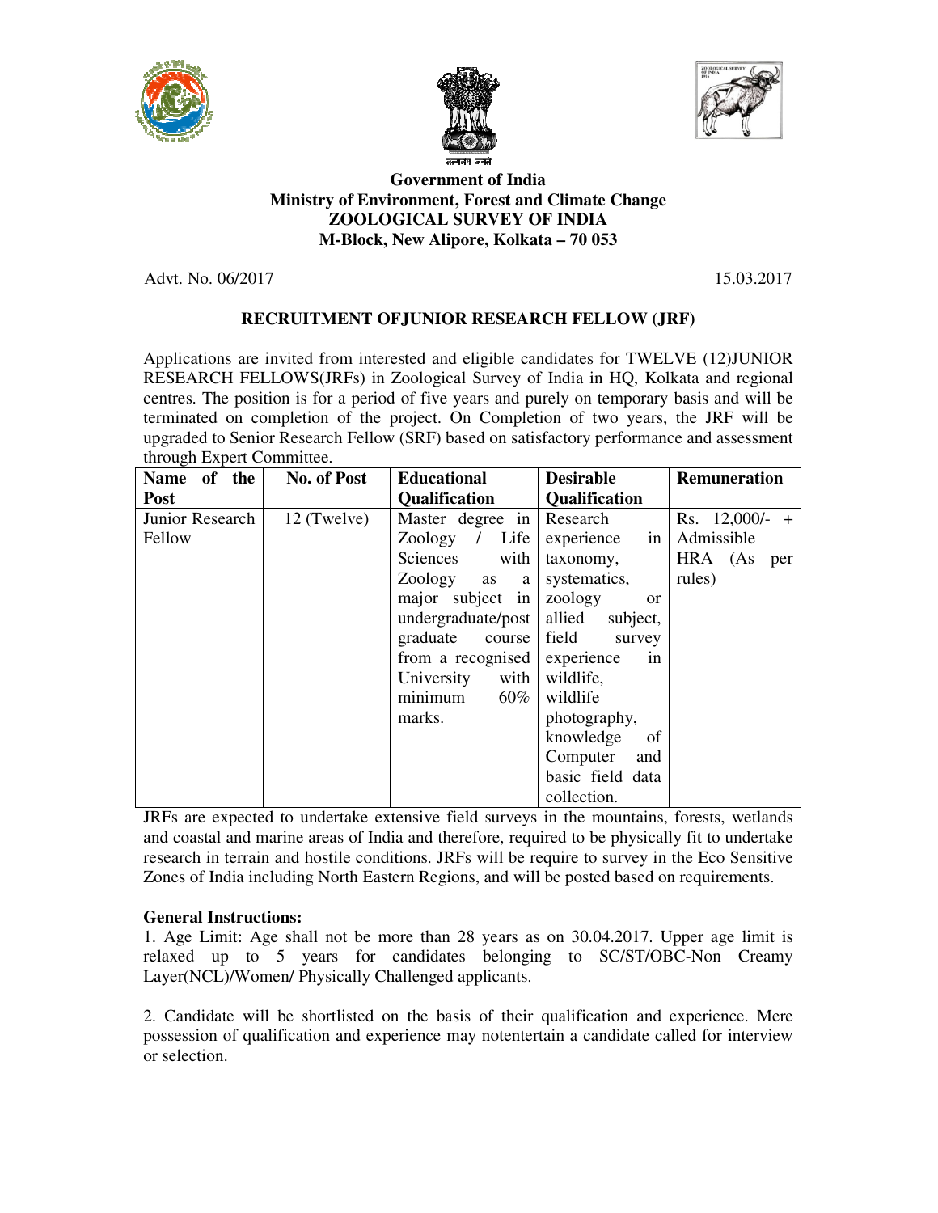**Government of India**
**Ministry of Environment, Forest and Climate Change**
**ZOOLOGICAL SURVEY OF INDIA**
**M-Block, New Alipore, Kolkata – 70 053**

Advt. No. 06/2017 15.03.2017

## RECRUITMENT OFJUNIOR RESEARCH FELLOW (JRF)

Applications are invited from interested and eligible candidates for TWELVE (12)JUNIOR RESEARCH FELLOWS(JRFs) in Zoological Survey of India in HQ, Kolkata and regional centres. The position is for a period of five years and purely on temporary basis and will be terminated on completion of the project. On Completion of two years, the JRF will be upgraded to Senior Research Fellow (SRF) based on satisfactory performance and assessment through Expert Committee.

| Name of the Post | No. of Post | Educational Qualification | Desirable Qualification | Remuneration |
|---|---|---|---|---|
| Junior Research Fellow | 12 (Twelve) | Master degree in Zoology / Life Sciences with Zoology as a major subject in undergraduate/post graduate course from a recognised University with minimum 60% marks. | Research experience in taxonomy, systematics, zoology or allied subject, field survey experience in wildlife, wildlife photography, knowledge of Computer and basic field data collection. | Rs. 12,000/- + Admissible HRA (As per rules) |

JRFs are expected to undertake extensive field surveys in the mountains, forests, wetlands and coastal and marine areas of India and therefore, required to be physically fit to undertake research in terrain and hostile conditions. JRFs will be require to survey in the Eco Sensitive Zones of India including North Eastern Regions, and will be posted based on requirements.

**General Instructions:**

1. Age Limit: Age shall not be more than 28 years as on 30.04.2017. Upper age limit is relaxed up to 5 years for candidates belonging to SC/ST/OBC-Non Creamy Layer(NCL)/Women/ Physically Challenged applicants.

2. Candidate will be shortlisted on the basis of their qualification and experience. Mere possession of qualification and experience may notentertain a candidate called for interview or selection.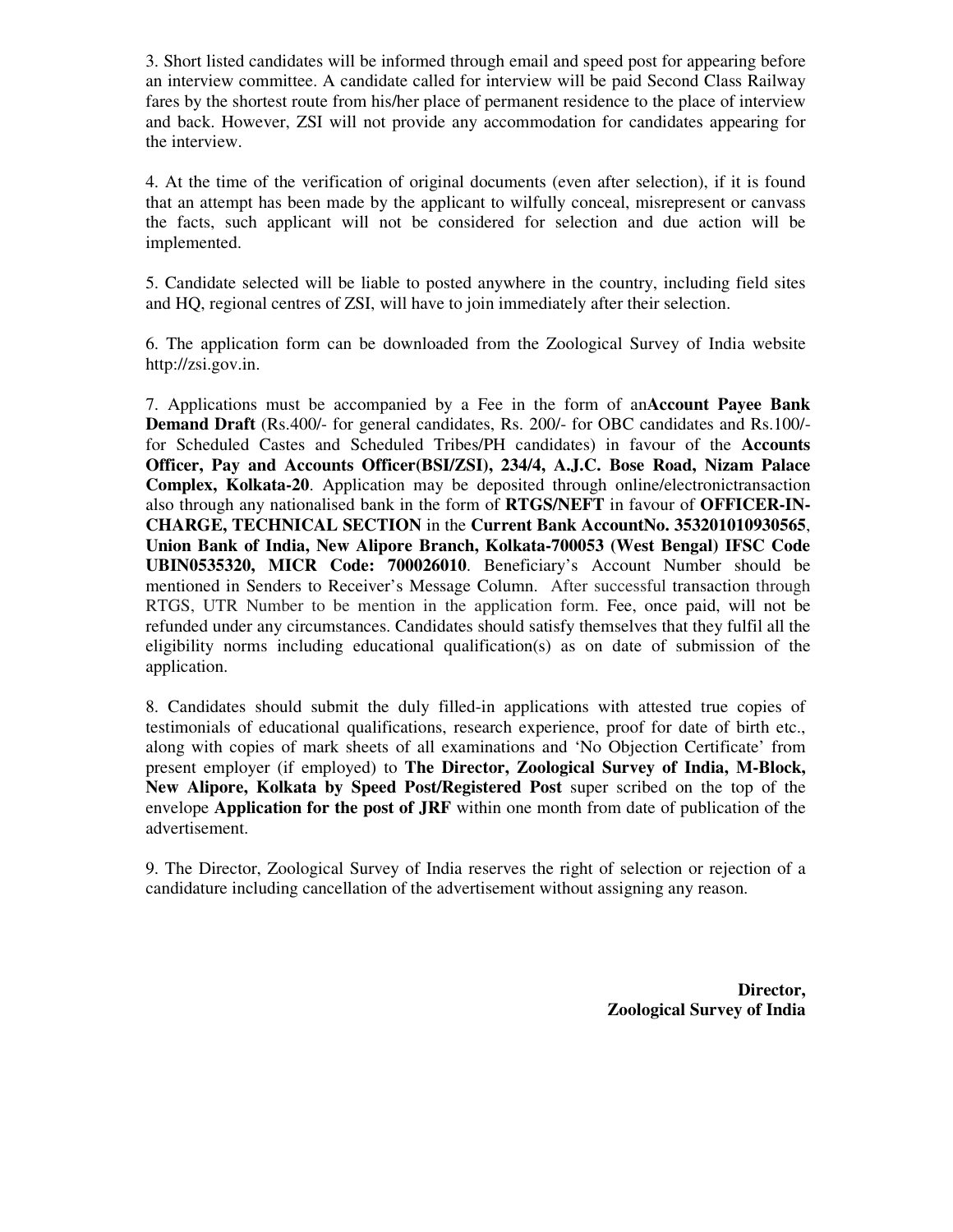3. Short listed candidates will be informed through email and speed post for appearing before an interview committee. A candidate called for interview will be paid Second Class Railway fares by the shortest route from his/her place of permanent residence to the place of interview and back. However, ZSI will not provide any accommodation for candidates appearing for the interview.

4. At the time of the verification of original documents (even after selection), if it is found that an attempt has been made by the applicant to wilfully conceal, misrepresent or canvass the facts, such applicant will not be considered for selection and due action will be implemented.

5. Candidate selected will be liable to posted anywhere in the country, including field sites and HQ, regional centres of ZSI, will have to join immediately after their selection.

6. The application form can be downloaded from the Zoological Survey of India website http://zsi.gov.in.

7. Applications must be accompanied by a Fee in the form of an**Account Payee Bank Demand Draft** (Rs.400/- for general candidates, Rs. 200/- for OBC candidates and Rs.100/- for Scheduled Castes and Scheduled Tribes/PH candidates) in favour of the **Accounts Officer, Pay and Accounts Officer(BSI/ZSI), 234/4, A.J.C. Bose Road, Nizam Palace Complex, Kolkata-20**. Application may be deposited through online/electronictransaction also through any nationalised bank in the form of **RTGS/NEFT** in favour of **OFFICER-IN-CHARGE, TECHNICAL SECTION** in the **Current Bank AccountNo. 353201010930565**, **Union Bank of India, New Alipore Branch, Kolkata-700053 (West Bengal) IFSC Code UBIN0535320, MICR Code: 700026010**. Beneficiary's Account Number should be mentioned in Senders to Receiver's Message Column. After successful transaction through RTGS, UTR Number to be mention in the application form. Fee, once paid, will not be refunded under any circumstances. Candidates should satisfy themselves that they fulfil all the eligibility norms including educational qualification(s) as on date of submission of the application.

8. Candidates should submit the duly filled-in applications with attested true copies of testimonials of educational qualifications, research experience, proof for date of birth etc., along with copies of mark sheets of all examinations and 'No Objection Certificate' from present employer (if employed) to **The Director, Zoological Survey of India, M-Block, New Alipore, Kolkata by Speed Post/Registered Post** super scribed on the top of the envelope **Application for the post of JRF** within one month from date of publication of the advertisement.

9. The Director, Zoological Survey of India reserves the right of selection or rejection of a candidature including cancellation of the advertisement without assigning any reason.

**Director,**
**Zoological Survey of India**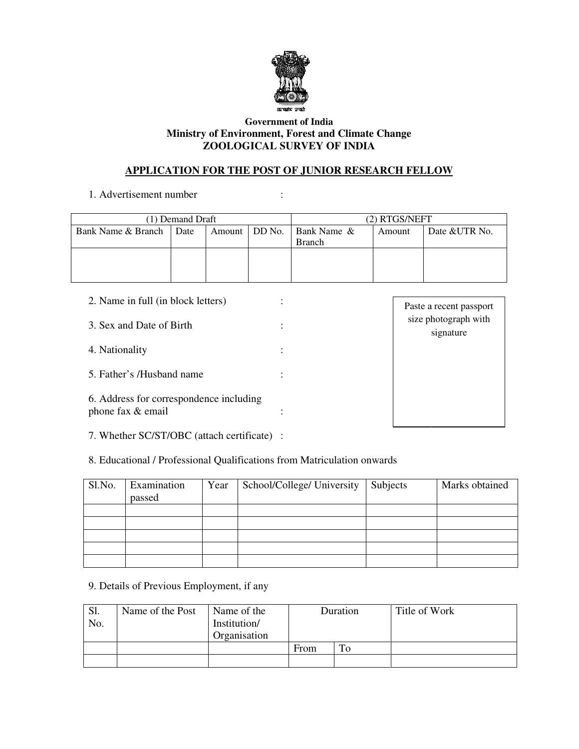Government of India
Ministry of Environment, Forest and Climate Change
ZOOLOGICAL SURVEY OF INDIA

## APPLICATION FOR THE POST OF JUNIOR RESEARCH FELLOW

1. Advertisement number :

| (1) Demand Draft | | | | (2) RTGS/NEFT | | |
|---|---|---|---|---|---|---|
| Bank Name & Branch | Date | Amount | DD No. | Bank Name & Branch | Amount | Date &UTR No. |
| | | | | | | |

2. Name in full (in block letters) :

3. Sex and Date of Birth :

4. Nationality :

5. Father's /Husband name :

6. Address for correspondence including phone fax & email :

7. Whether SC/ST/OBC (attach certificate) :

Paste a recent passport size photograph with signature

8. Educational / Professional Qualifications from Matriculation onwards

| Sl.No. | Examination passed | Year | School/College/ University | Subjects | Marks obtained |
|---|---|---|---|---|---|
| | | | | | |
| | | | | | |
| | | | | | |
| | | | | | |
| | | | | | |

9. Details of Previous Employment, if any

| Sl. No. | Name of the Post | Name of the Institution/ Organisation | Duration | | Title of Work |
|---|---|---|---|---|---|
| | | | From | To | |
| | | | | | |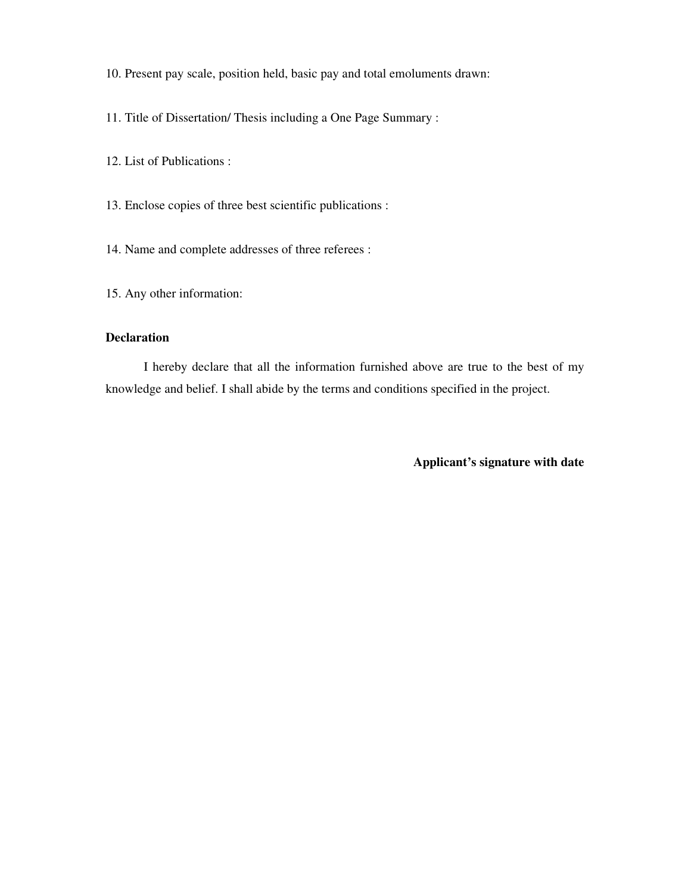10. Present pay scale, position held, basic pay and total emoluments drawn:

11. Title of Dissertation/ Thesis including a One Page Summary :

12. List of Publications :

13. Enclose copies of three best scientific publications :

14. Name and complete addresses of three referees :

15. Any other information:

**Declaration**

I hereby declare that all the information furnished above are true to the best of my knowledge and belief. I shall abide by the terms and conditions specified in the project.

**Applicant's signature with date**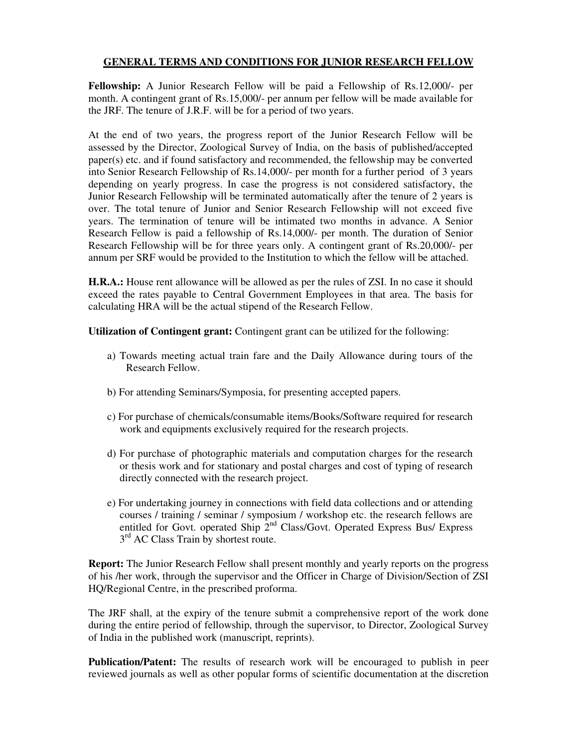## GENERAL TERMS AND CONDITIONS FOR JUNIOR RESEARCH FELLOW

**Fellowship:** A Junior Research Fellow will be paid a Fellowship of Rs.12,000/- per month. A contingent grant of Rs.15,000/- per annum per fellow will be made available for the JRF. The tenure of J.R.F. will be for a period of two years.

At the end of two years, the progress report of the Junior Research Fellow will be assessed by the Director, Zoological Survey of India, on the basis of published/accepted paper(s) etc. and if found satisfactory and recommended, the fellowship may be converted into Senior Research Fellowship of Rs.14,000/- per month for a further period of 3 years depending on yearly progress. In case the progress is not considered satisfactory, the Junior Research Fellowship will be terminated automatically after the tenure of 2 years is over. The total tenure of Junior and Senior Research Fellowship will not exceed five years. The termination of tenure will be intimated two months in advance. A Senior Research Fellow is paid a fellowship of Rs.14,000/- per month. The duration of Senior Research Fellowship will be for three years only. A contingent grant of Rs.20,000/- per annum per SRF would be provided to the Institution to which the fellow will be attached.

**H.R.A.:** House rent allowance will be allowed as per the rules of ZSI. In no case it should exceed the rates payable to Central Government Employees in that area. The basis for calculating HRA will be the actual stipend of the Research Fellow.

**Utilization of Contingent grant:** Contingent grant can be utilized for the following:

a) Towards meeting actual train fare and the Daily Allowance during tours of the Research Fellow.

b) For attending Seminars/Symposia, for presenting accepted papers.

c) For purchase of chemicals/consumable items/Books/Software required for research work and equipments exclusively required for the research projects.

d) For purchase of photographic materials and computation charges for the research or thesis work and for stationary and postal charges and cost of typing of research directly connected with the research project.

e) For undertaking journey in connections with field data collections and or attending courses / training / seminar / symposium / workshop etc. the research fellows are entitled for Govt. operated Ship 2nd Class/Govt. Operated Express Bus/ Express 3rd AC Class Train by shortest route.

**Report:** The Junior Research Fellow shall present monthly and yearly reports on the progress of his /her work, through the supervisor and the Officer in Charge of Division/Section of ZSI HQ/Regional Centre, in the prescribed proforma.

The JRF shall, at the expiry of the tenure submit a comprehensive report of the work done during the entire period of fellowship, through the supervisor, to Director, Zoological Survey of India in the published work (manuscript, reprints).

**Publication/Patent:** The results of research work will be encouraged to publish in peer reviewed journals as well as other popular forms of scientific documentation at the discretion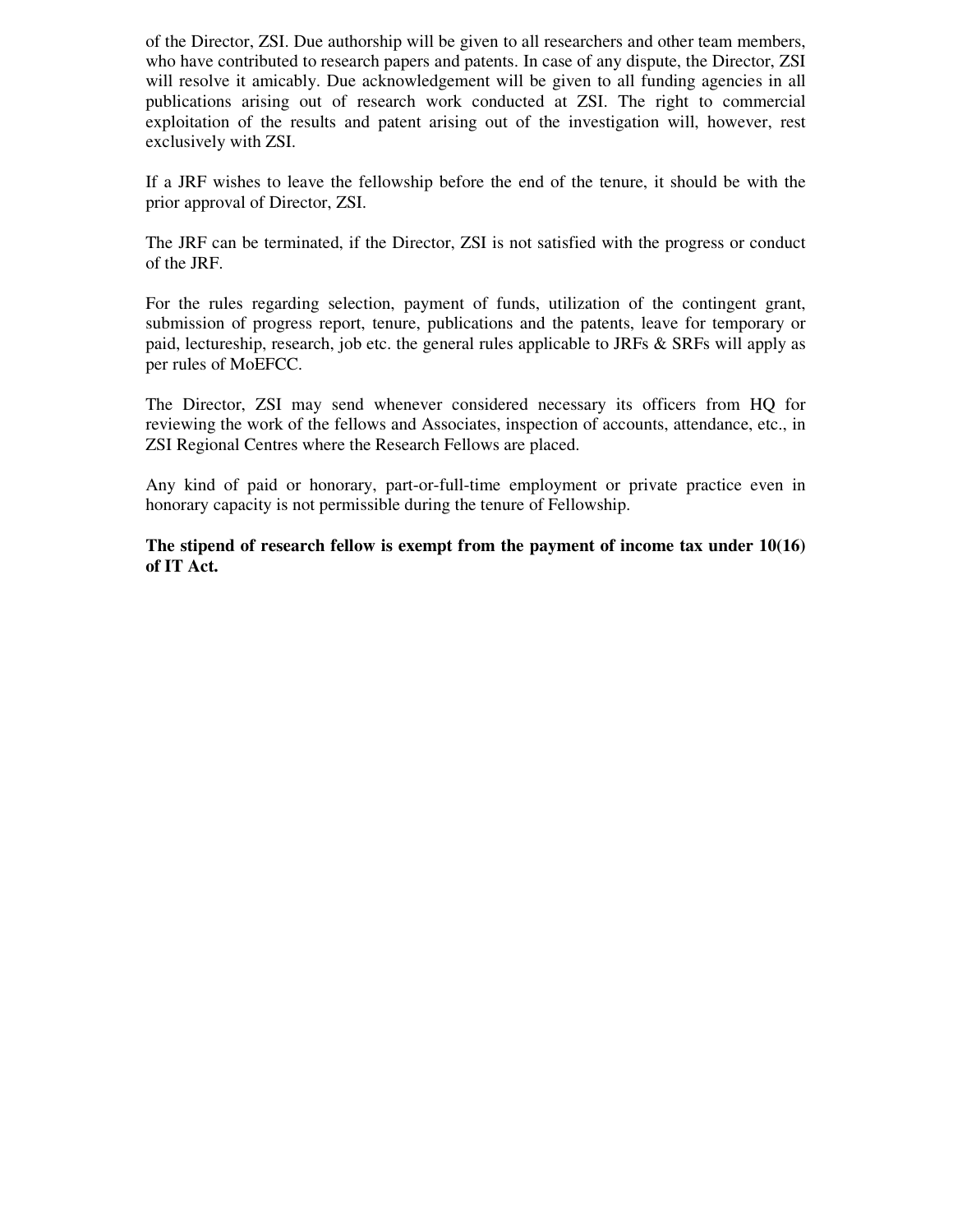of the Director, ZSI. Due authorship will be given to all researchers and other team members, who have contributed to research papers and patents. In case of any dispute, the Director, ZSI will resolve it amicably. Due acknowledgement will be given to all funding agencies in all publications arising out of research work conducted at ZSI. The right to commercial exploitation of the results and patent arising out of the investigation will, however, rest exclusively with ZSI.

If a JRF wishes to leave the fellowship before the end of the tenure, it should be with the prior approval of Director, ZSI.

The JRF can be terminated, if the Director, ZSI is not satisfied with the progress or conduct of the JRF.

For the rules regarding selection, payment of funds, utilization of the contingent grant, submission of progress report, tenure, publications and the patents, leave for temporary or paid, lectureship, research, job etc. the general rules applicable to JRFs & SRFs will apply as per rules of MoEFCC.

The Director, ZSI may send whenever considered necessary its officers from HQ for reviewing the work of the fellows and Associates, inspection of accounts, attendance, etc., in ZSI Regional Centres where the Research Fellows are placed.

Any kind of paid or honorary, part-or-full-time employment or private practice even in honorary capacity is not permissible during the tenure of Fellowship.

**The stipend of research fellow is exempt from the payment of income tax under 10(16) of IT Act.**